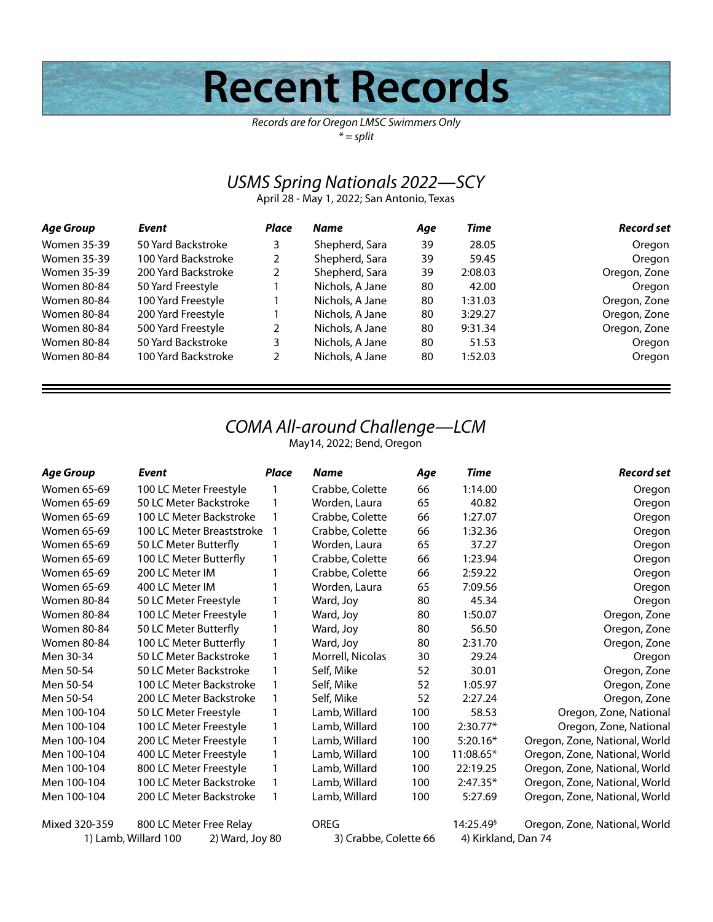# Recent Records

*Records are for Oregon LMSC Swimmers Only*
*\* = split*

## *USMS Spring Nationals 2022—SCY*

April 28 - May 1, 2022; San Antonio, Texas

| ***Age Group*** | ***Event*** | ***Place*** | ***Name*** | ***Age*** | ***Time*** | ***Record set*** |
|---|---|---|---|---|---|---|
| Women 35-39 | 50 Yard Backstroke | 3 | Shepherd, Sara | 39 | 28.05 | Oregon |
| Women 35-39 | 100 Yard Backstroke | 2 | Shepherd, Sara | 39 | 59.45 | Oregon |
| Women 35-39 | 200 Yard Backstroke | 2 | Shepherd, Sara | 39 | 2:08.03 | Oregon, Zone |
| Women 80-84 | 50 Yard Freestyle | 1 | Nichols, A Jane | 80 | 42.00 | Oregon |
| Women 80-84 | 100 Yard Freestyle | 1 | Nichols, A Jane | 80 | 1:31.03 | Oregon, Zone |
| Women 80-84 | 200 Yard Freestyle | 1 | Nichols, A Jane | 80 | 3:29.27 | Oregon, Zone |
| Women 80-84 | 500 Yard Freestyle | 2 | Nichols, A Jane | 80 | 9:31.34 | Oregon, Zone |
| Women 80-84 | 50 Yard Backstroke | 3 | Nichols, A Jane | 80 | 51.53 | Oregon |
| Women 80-84 | 100 Yard Backstroke | 2 | Nichols, A Jane | 80 | 1:52.03 | Oregon |

---

## *COMA All-around Challenge—LCM*

May14, 2022; Bend, Oregon

| ***Age Group*** | ***Event*** | ***Place*** | ***Name*** | ***Age*** | ***Time*** | ***Record set*** |
|---|---|---|---|---|---|---|
| Women 65-69 | 100 LC Meter Freestyle | 1 | Crabbe, Colette | 66 | 1:14.00 | Oregon |
| Women 65-69 | 50 LC Meter Backstroke | 1 | Worden, Laura | 65 | 40.82 | Oregon |
| Women 65-69 | 100 LC Meter Backstroke | 1 | Crabbe, Colette | 66 | 1:27.07 | Oregon |
| Women 65-69 | 100 LC Meter Breaststroke | 1 | Crabbe, Colette | 66 | 1:32.36 | Oregon |
| Women 65-69 | 50 LC Meter Butterfly | 1 | Worden, Laura | 65 | 37.27 | Oregon |
| Women 65-69 | 100 LC Meter Butterfly | 1 | Crabbe, Colette | 66 | 1:23.94 | Oregon |
| Women 65-69 | 200 LC Meter IM | 1 | Crabbe, Colette | 66 | 2:59.22 | Oregon |
| Women 65-69 | 400 LC Meter IM | 1 | Worden, Laura | 65 | 7:09.56 | Oregon |
| Women 80-84 | 50 LC Meter Freestyle | 1 | Ward, Joy | 80 | 45.34 | Oregon |
| Women 80-84 | 100 LC Meter Freestyle | 1 | Ward, Joy | 80 | 1:50.07 | Oregon, Zone |
| Women 80-84 | 50 LC Meter Butterfly | 1 | Ward, Joy | 80 | 56.50 | Oregon, Zone |
| Women 80-84 | 100 LC Meter Butterfly | 1 | Ward, Joy | 80 | 2:31.70 | Oregon, Zone |
| Men 30-34 | 50 LC Meter Backstroke | 1 | Morrell, Nicolas | 30 | 29.24 | Oregon |
| Men 50-54 | 50 LC Meter Backstroke | 1 | Self, Mike | 52 | 30.01 | Oregon, Zone |
| Men 50-54 | 100 LC Meter Backstroke | 1 | Self, Mike | 52 | 1:05.97 | Oregon, Zone |
| Men 50-54 | 200 LC Meter Backstroke | 1 | Self, Mike | 52 | 2:27.24 | Oregon, Zone |
| Men 100-104 | 50 LC Meter Freestyle | 1 | Lamb, Willard | 100 | 58.53 | Oregon, Zone, National |
| Men 100-104 | 100 LC Meter Freestyle | 1 | Lamb, Willard | 100 | 2:30.77* | Oregon, Zone, National |
| Men 100-104 | 200 LC Meter Freestyle | 1 | Lamb, Willard | 100 | 5:20.16* | Oregon, Zone, National, World |
| Men 100-104 | 400 LC Meter Freestyle | 1 | Lamb, Willard | 100 | 11:08.65* | Oregon, Zone, National, World |
| Men 100-104 | 800 LC Meter Freestyle | 1 | Lamb, Willard | 100 | 22:19.25 | Oregon, Zone, National, World |
| Men 100-104 | 100 LC Meter Backstroke | 1 | Lamb, Willard | 100 | 2:47.35* | Oregon, Zone, National, World |
| Men 100-104 | 200 LC Meter Backstroke | 1 | Lamb, Willard | 100 | 5:27.69 | Oregon, Zone, National, World |
| Mixed 320-359 | 800 LC Meter Free Relay | | OREG | | 14:25.49§ | Oregon, Zone, National, World |

1) Lamb, Willard 100 2) Ward, Joy 80 3) Crabbe, Colette 66 4) Kirkland, Dan 74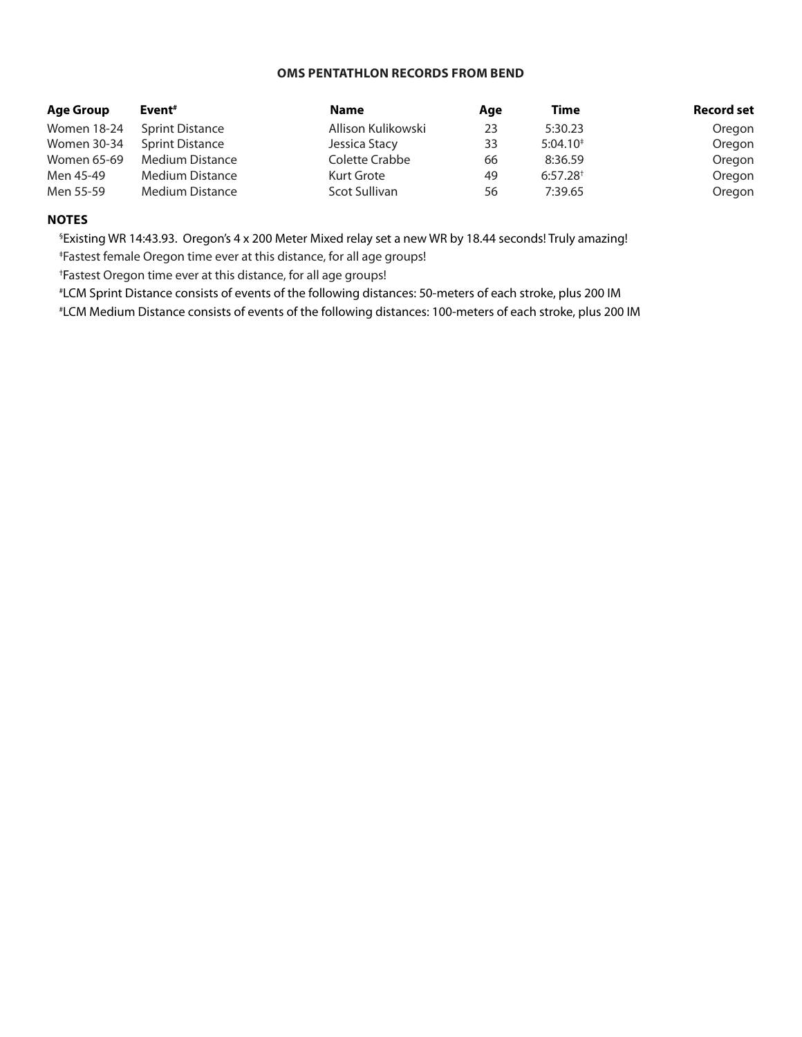**OMS PENTATHLON RECORDS FROM BEND**

| Age Group | Event[#] | Name | Age | Time | Record set |
|---|---|---|---|---|---|
| Women 18-24 | Sprint Distance | Allison Kulikowski | 23 | 5:30.23 | Oregon |
| Women 30-34 | Sprint Distance | Jessica Stacy | 33 | 5:04.10[‡] | Oregon |
| Women 65-69 | Medium Distance | Colette Crabbe | 66 | 8:36.59 | Oregon |
| Men 45-49 | Medium Distance | Kurt Grote | 49 | 6:57.28[†] | Oregon |
| Men 55-59 | Medium Distance | Scot Sullivan | 56 | 7:39.65 | Oregon |

**NOTES**

[§]Existing WR 14:43.93. Oregon's 4 x 200 Meter Mixed relay set a new WR by 18.44 seconds! Truly amazing!

[‡]Fastest female Oregon time ever at this distance, for all age groups!

[†]Fastest Oregon time ever at this distance, for all age groups!

[#]LCM Sprint Distance consists of events of the following distances: 50-meters of each stroke, plus 200 IM

[#]LCM Medium Distance consists of events of the following distances: 100-meters of each stroke, plus 200 IM